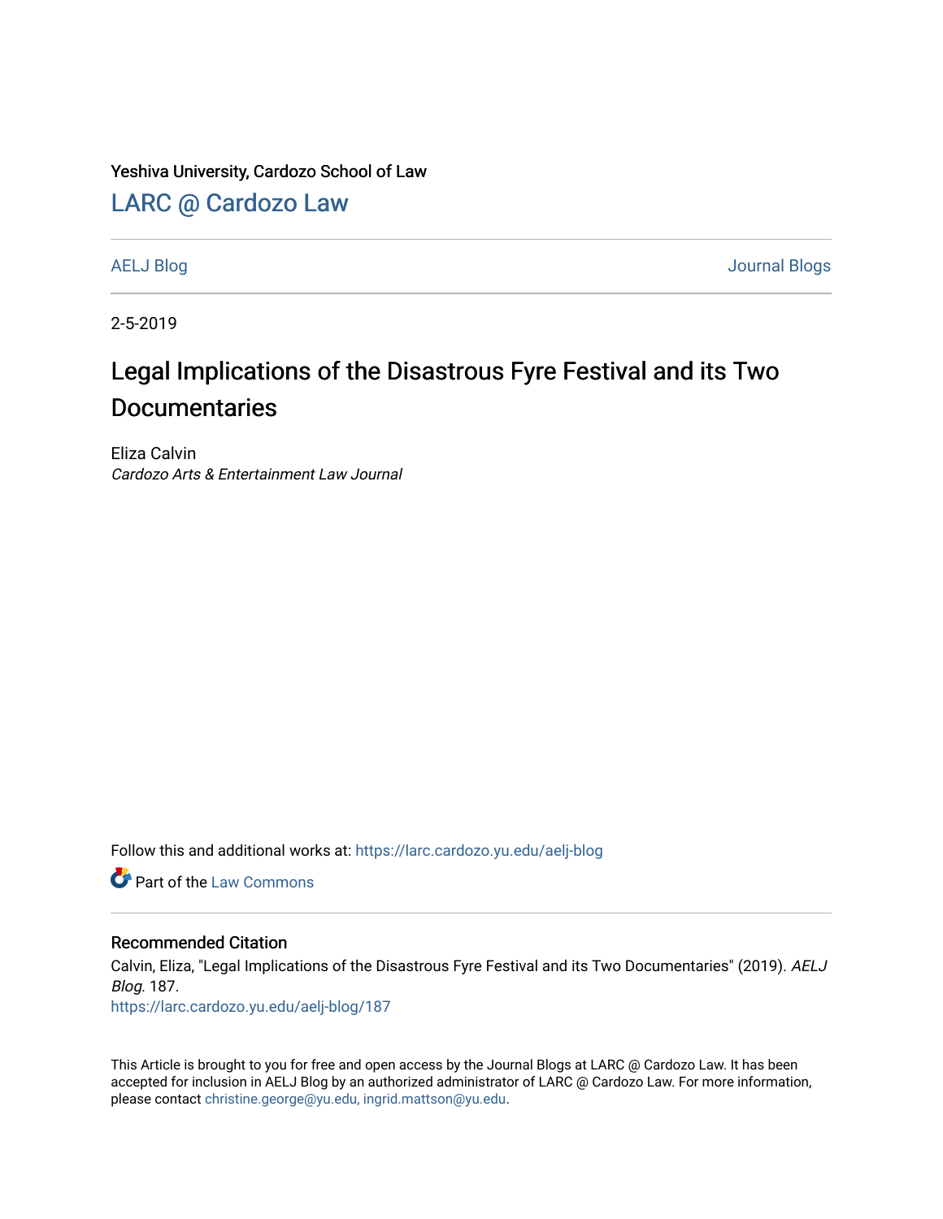Yeshiva University, Cardozo School of Law

# LARC @ Cardozo Law

AELJ Blog | Journal Blogs

2-5-2019

# Legal Implications of the Disastrous Fyre Festival and its Two Documentaries

Eliza Calvin
*Cardozo Arts & Entertainment Law Journal*

Follow this and additional works at: https://larc.cardozo.yu.edu/aelj-blog

Part of the Law Commons

## Recommended Citation

Calvin, Eliza, "Legal Implications of the Disastrous Fyre Festival and its Two Documentaries" (2019). *AELJ Blog*. 187.
https://larc.cardozo.yu.edu/aelj-blog/187

This Article is brought to you for free and open access by the Journal Blogs at LARC @ Cardozo Law. It has been accepted for inclusion in AELJ Blog by an authorized administrator of LARC @ Cardozo Law. For more information, please contact christine.george@yu.edu, ingrid.mattson@yu.edu.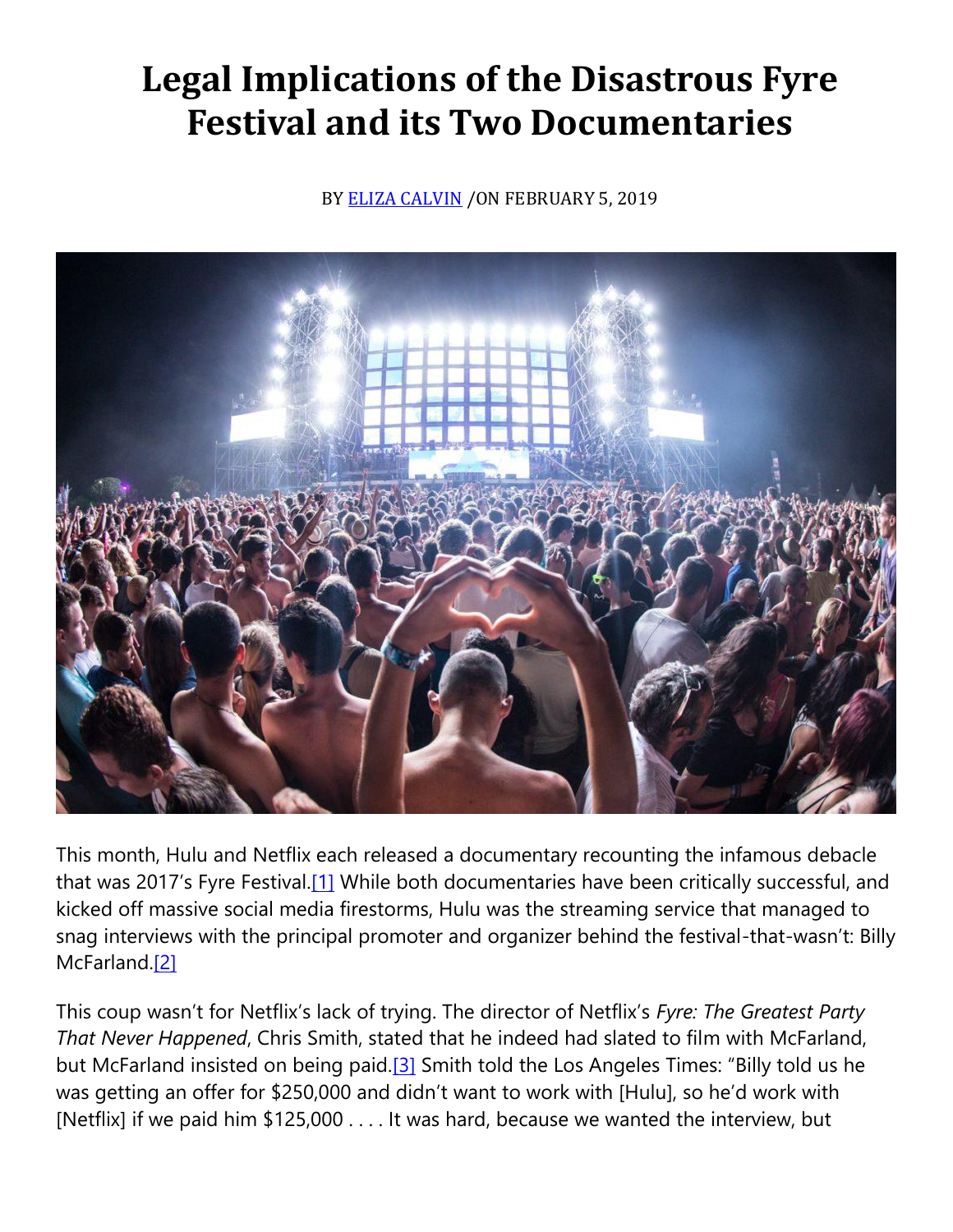# Legal Implications of the Disastrous Fyre Festival and its Two Documentaries

BY ELIZA CALVIN /ON FEBRUARY 5, 2019

This month, Hulu and Netflix each released a documentary recounting the infamous debacle that was 2017's Fyre Festival.[1] While both documentaries have been critically successful, and kicked off massive social media firestorms, Hulu was the streaming service that managed to snag interviews with the principal promoter and organizer behind the festival-that-wasn't: Billy McFarland.[2]

This coup wasn't for Netflix's lack of trying. The director of Netflix's *Fyre: The Greatest Party That Never Happened*, Chris Smith, stated that he indeed had slated to film with McFarland, but McFarland insisted on being paid.[3] Smith told the Los Angeles Times: "Billy told us he was getting an offer for $250,000 and didn't want to work with [Hulu], so he'd work with [Netflix] if we paid him $125,000 . . . . It was hard, because we wanted the interview, but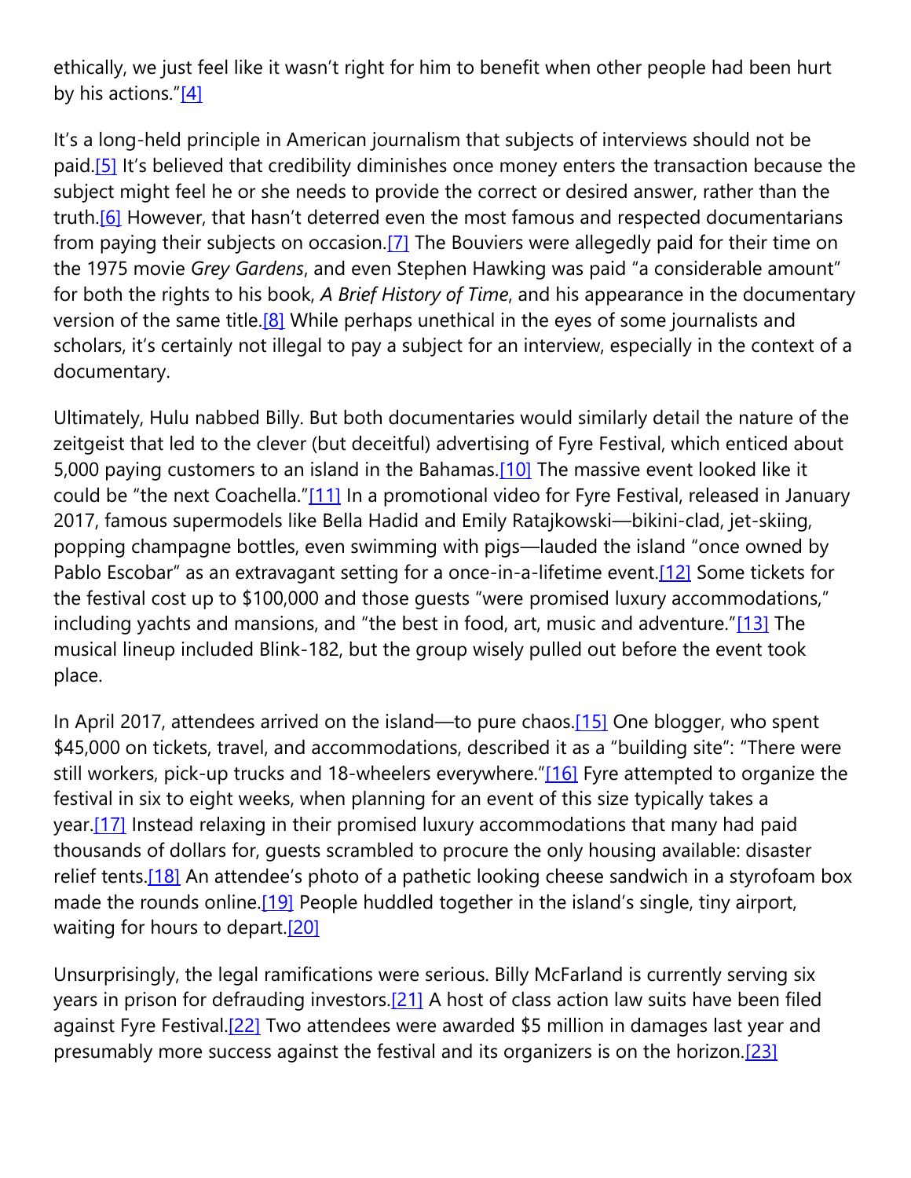ethically, we just feel like it wasn't right for him to benefit when other people had been hurt by his actions."[4]

It's a long-held principle in American journalism that subjects of interviews should not be paid.[5] It's believed that credibility diminishes once money enters the transaction because the subject might feel he or she needs to provide the correct or desired answer, rather than the truth.[6] However, that hasn't deterred even the most famous and respected documentarians from paying their subjects on occasion.[7] The Bouviers were allegedly paid for their time on the 1975 movie *Grey Gardens*, and even Stephen Hawking was paid "a considerable amount" for both the rights to his book, *A Brief History of Time*, and his appearance in the documentary version of the same title.[8] While perhaps unethical in the eyes of some journalists and scholars, it's certainly not illegal to pay a subject for an interview, especially in the context of a documentary.

Ultimately, Hulu nabbed Billy. But both documentaries would similarly detail the nature of the zeitgeist that led to the clever (but deceitful) advertising of Fyre Festival, which enticed about 5,000 paying customers to an island in the Bahamas.[10] The massive event looked like it could be "the next Coachella."[11] In a promotional video for Fyre Festival, released in January 2017, famous supermodels like Bella Hadid and Emily Ratajkowski—bikini-clad, jet-skiing, popping champagne bottles, even swimming with pigs—lauded the island "once owned by Pablo Escobar" as an extravagant setting for a once-in-a-lifetime event.[12] Some tickets for the festival cost up to $100,000 and those guests "were promised luxury accommodations," including yachts and mansions, and "the best in food, art, music and adventure."[13] The musical lineup included Blink-182, but the group wisely pulled out before the event took place.

In April 2017, attendees arrived on the island—to pure chaos.[15] One blogger, who spent $45,000 on tickets, travel, and accommodations, described it as a "building site": "There were still workers, pick-up trucks and 18-wheelers everywhere."[16] Fyre attempted to organize the festival in six to eight weeks, when planning for an event of this size typically takes a year.[17] Instead relaxing in their promised luxury accommodations that many had paid thousands of dollars for, guests scrambled to procure the only housing available: disaster relief tents.[18] An attendee's photo of a pathetic looking cheese sandwich in a styrofoam box made the rounds online.[19] People huddled together in the island's single, tiny airport, waiting for hours to depart.[20]

Unsurprisingly, the legal ramifications were serious. Billy McFarland is currently serving six years in prison for defrauding investors.[21] A host of class action law suits have been filed against Fyre Festival.[22] Two attendees were awarded $5 million in damages last year and presumably more success against the festival and its organizers is on the horizon.[23]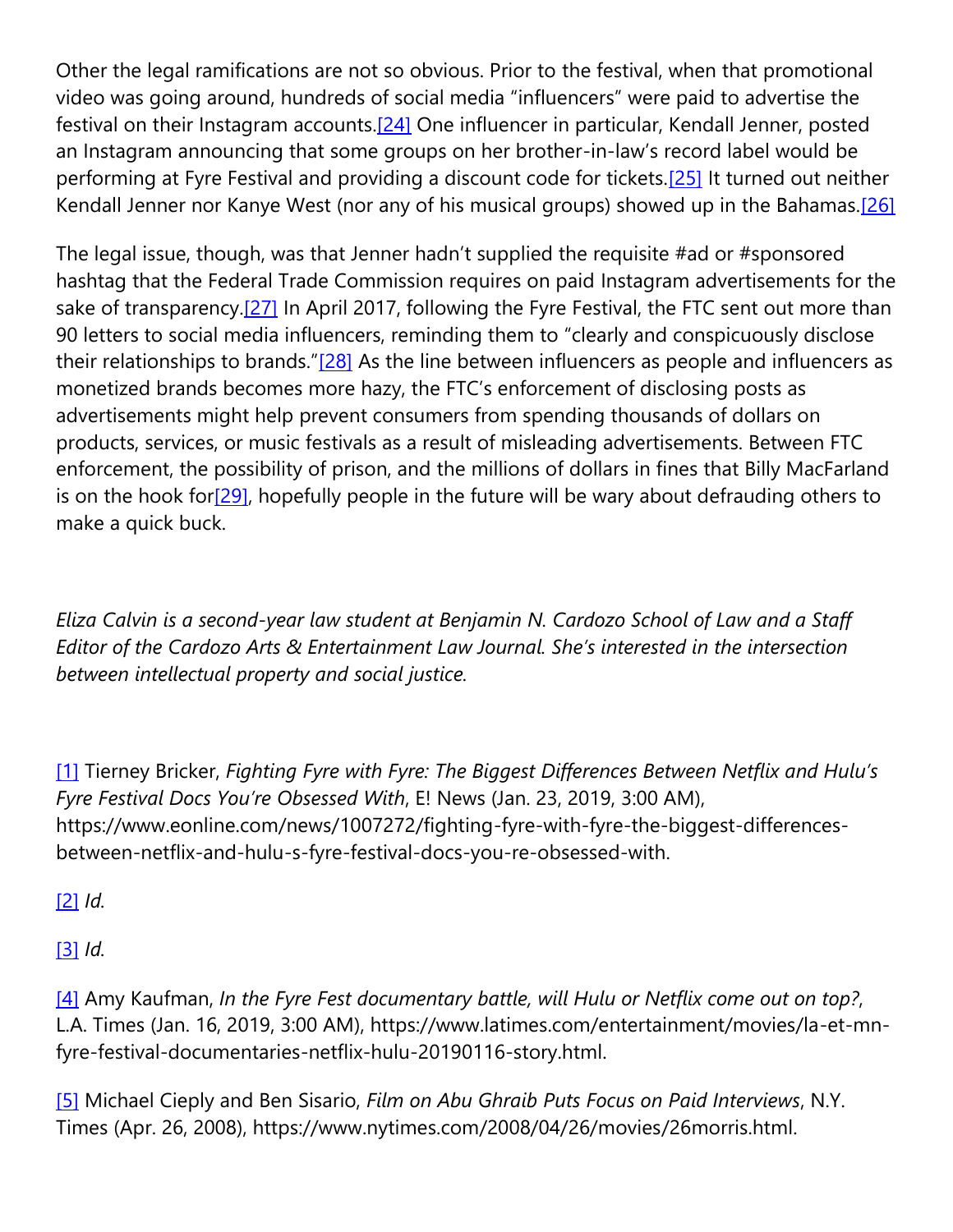Other the legal ramifications are not so obvious. Prior to the festival, when that promotional video was going around, hundreds of social media "influencers" were paid to advertise the festival on their Instagram accounts.[24] One influencer in particular, Kendall Jenner, posted an Instagram announcing that some groups on her brother-in-law's record label would be performing at Fyre Festival and providing a discount code for tickets.[25] It turned out neither Kendall Jenner nor Kanye West (nor any of his musical groups) showed up in the Bahamas.[26]

The legal issue, though, was that Jenner hadn't supplied the requisite #ad or #sponsored hashtag that the Federal Trade Commission requires on paid Instagram advertisements for the sake of transparency.[27] In April 2017, following the Fyre Festival, the FTC sent out more than 90 letters to social media influencers, reminding them to "clearly and conspicuously disclose their relationships to brands."[28] As the line between influencers as people and influencers as monetized brands becomes more hazy, the FTC's enforcement of disclosing posts as advertisements might help prevent consumers from spending thousands of dollars on products, services, or music festivals as a result of misleading advertisements. Between FTC enforcement, the possibility of prison, and the millions of dollars in fines that Billy MacFarland is on the hook for[29], hopefully people in the future will be wary about defrauding others to make a quick buck.

*Eliza Calvin is a second-year law student at Benjamin N. Cardozo School of Law and a Staff Editor of the Cardozo Arts & Entertainment Law Journal. She's interested in the intersection between intellectual property and social justice.*

[1] Tierney Bricker, *Fighting Fyre with Fyre: The Biggest Differences Between Netflix and Hulu's Fyre Festival Docs You're Obsessed With*, E! News (Jan. 23, 2019, 3:00 AM), https://www.eonline.com/news/1007272/fighting-fyre-with-fyre-the-biggest-differences-between-netflix-and-hulu-s-fyre-festival-docs-you-re-obsessed-with.

[2] *Id.*

[3] *Id.*

[4] Amy Kaufman, *In the Fyre Fest documentary battle, will Hulu or Netflix come out on top?*, L.A. Times (Jan. 16, 2019, 3:00 AM), https://www.latimes.com/entertainment/movies/la-et-mn-fyre-festival-documentaries-netflix-hulu-20190116-story.html.

[5] Michael Cieply and Ben Sisario, *Film on Abu Ghraib Puts Focus on Paid Interviews*, N.Y. Times (Apr. 26, 2008), https://www.nytimes.com/2008/04/26/movies/26morris.html.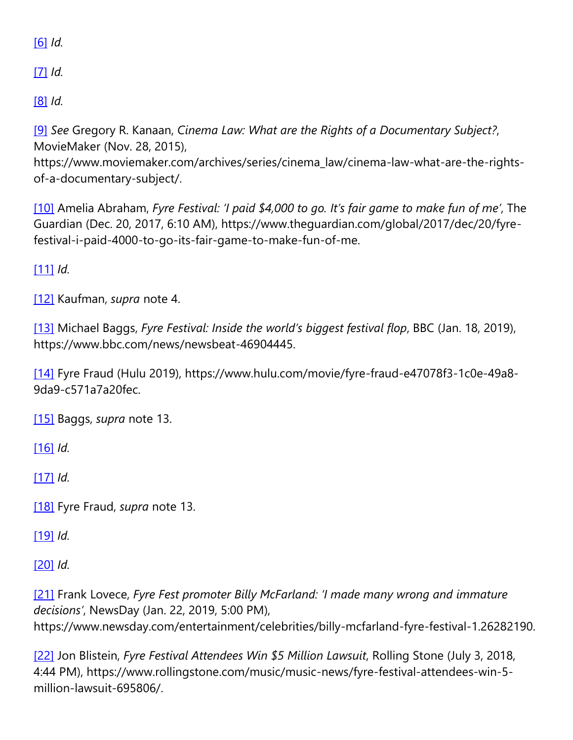[6] *Id.*

[7] *Id.*

[8] *Id.*

[9] *See* Gregory R. Kanaan, *Cinema Law: What are the Rights of a Documentary Subject?*, MovieMaker (Nov. 28, 2015), https://www.moviemaker.com/archives/series/cinema_law/cinema-law-what-are-the-rights-of-a-documentary-subject/.

[10] Amelia Abraham, *Fyre Festival: 'I paid $4,000 to go. It's fair game to make fun of me'*, The Guardian (Dec. 20, 2017, 6:10 AM), https://www.theguardian.com/global/2017/dec/20/fyre-festival-i-paid-4000-to-go-its-fair-game-to-make-fun-of-me.

[11] *Id.*

[12] Kaufman, *supra* note 4.

[13] Michael Baggs, *Fyre Festival: Inside the world's biggest festival flop*, BBC (Jan. 18, 2019), https://www.bbc.com/news/newsbeat-46904445.

[14] Fyre Fraud (Hulu 2019), https://www.hulu.com/movie/fyre-fraud-e47078f3-1c0e-49a8-9da9-c571a7a20fec.

[15] Baggs, *supra* note 13.

[16] *Id.*

[17] *Id.*

[18] Fyre Fraud, *supra* note 13.

[19] *Id.*

[20] *Id.*

[21] Frank Lovece, *Fyre Fest promoter Billy McFarland: 'I made many wrong and immature decisions'*, NewsDay (Jan. 22, 2019, 5:00 PM), https://www.newsday.com/entertainment/celebrities/billy-mcfarland-fyre-festival-1.26282190.

[22] Jon Blistein, *Fyre Festival Attendees Win $5 Million Lawsuit*, Rolling Stone (July 3, 2018, 4:44 PM), https://www.rollingstone.com/music/music-news/fyre-festival-attendees-win-5-million-lawsuit-695806/.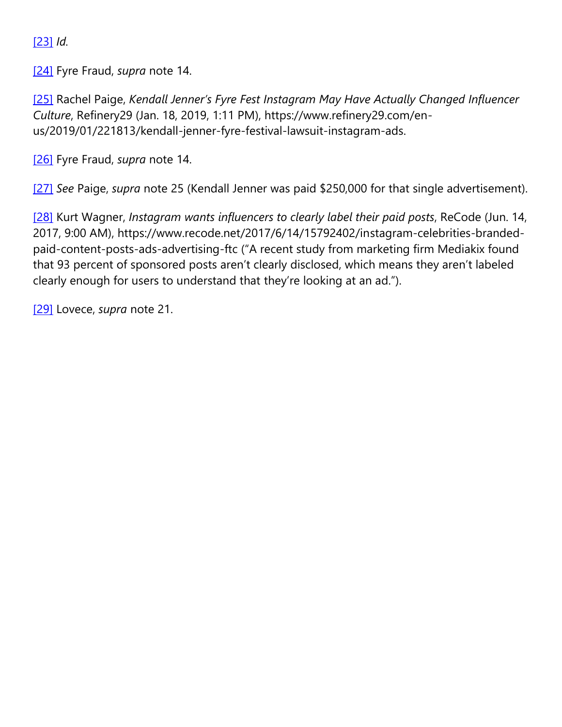[23] *Id.*

[24] Fyre Fraud, *supra* note 14.

[25] Rachel Paige, *Kendall Jenner's Fyre Fest Instagram May Have Actually Changed Influencer Culture*, Refinery29 (Jan. 18, 2019, 1:11 PM), https://www.refinery29.com/en-us/2019/01/221813/kendall-jenner-fyre-festival-lawsuit-instagram-ads.

[26] Fyre Fraud, *supra* note 14.

[27] *See* Paige, *supra* note 25 (Kendall Jenner was paid $250,000 for that single advertisement).

[28] Kurt Wagner, *Instagram wants influencers to clearly label their paid posts*, ReCode (Jun. 14, 2017, 9:00 AM), https://www.recode.net/2017/6/14/15792402/instagram-celebrities-branded-paid-content-posts-ads-advertising-ftc ("A recent study from marketing firm Mediakix found that 93 percent of sponsored posts aren't clearly disclosed, which means they aren't labeled clearly enough for users to understand that they're looking at an ad.").

[29] Lovece, *supra* note 21.